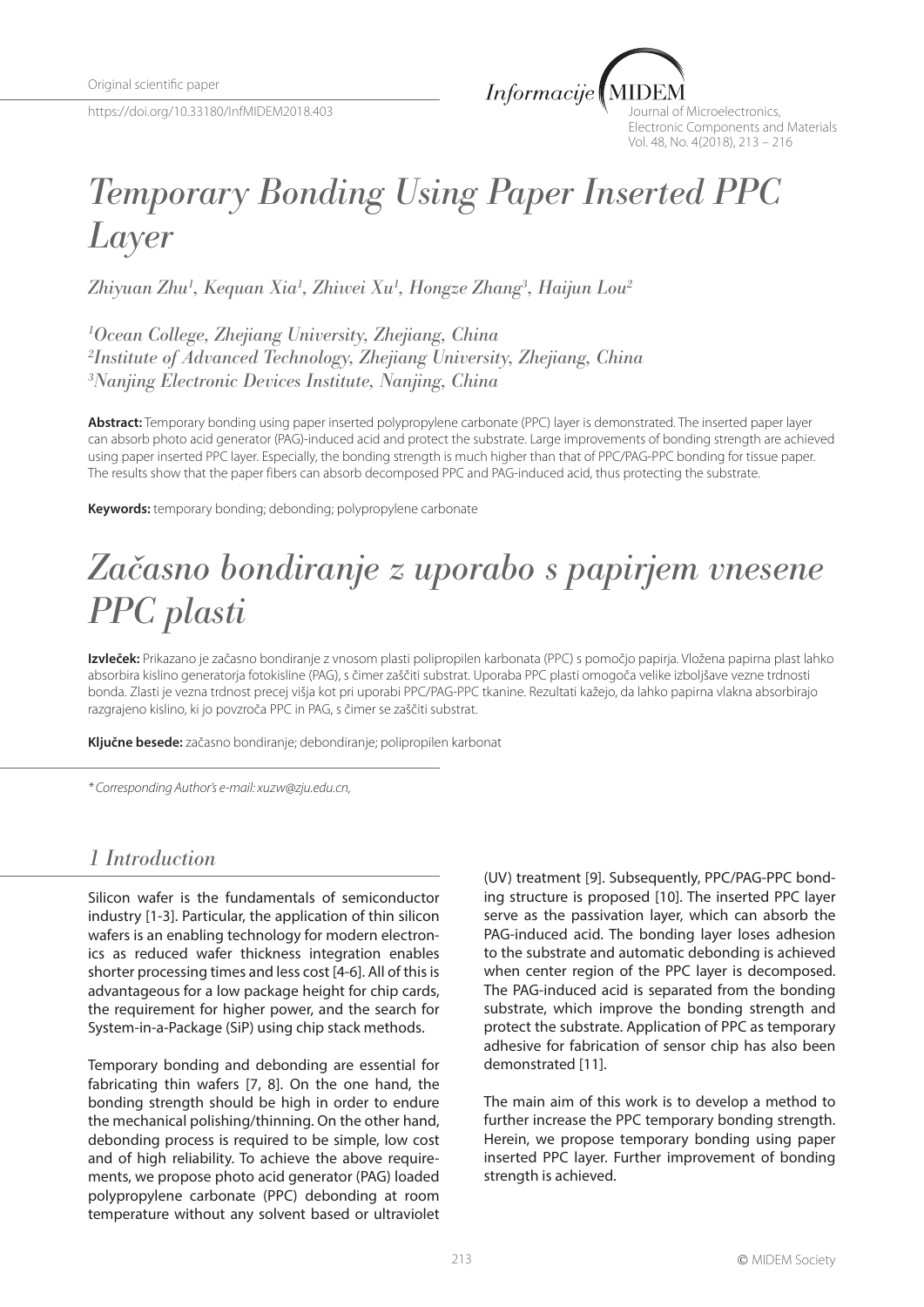Original scientific paper

https://doi.org/10.33180/InfMIDEM2018.403

# Temporary Bonding Using Paper Inserted PPC Layer

*Zhiyuan Zhu[1], Kequan Xia[1], Zhiwei Xu[1], Hongze Zhang[3], Haijun Lou[2]*

*[1]Ocean College, Zhejiang University, Zhejiang, China*
*[2]Institute of Advanced Technology, Zhejiang University, Zhejiang, China*
*[3]Nanjing Electronic Devices Institute, Nanjing, China*

**Abstract:** Temporary bonding using paper inserted polypropylene carbonate (PPC) layer is demonstrated. The inserted paper layer can absorb photo acid generator (PAG)-induced acid and protect the substrate. Large improvements of bonding strength are achieved using paper inserted PPC layer. Especially, the bonding strength is much higher than that of PPC/PAG-PPC bonding for tissue paper. The results show that the paper fibers can absorb decomposed PPC and PAG-induced acid, thus protecting the substrate.

**Keywords:** temporary bonding; debonding; polypropylene carbonate

# Začasno bondiranje z uporabo s papirjem vnesene PPC plasti

**Izvleček:** Prikazano je začasno bondiranje z vnosom plasti polipropilen karbonata (PPC) s pomočjo papirja. Vložena papirna plast lahko absorbira kislino generatorja fotokisline (PAG), s čimer zaščiti substrat. Uporaba PPC plasti omogoča velike izboljšave vezne trdnosti bonda. Zlasti je vezna trdnost precej višja kot pri uporabi PPC/PAG-PPC tkanine. Rezultati kažejo, da lahko papirna vlakna absorbirajo razgrajeno kislino, ki jo povzroča PPC in PAG, s čimer se zaščiti substrat.

**Ključne besede:** začasno bondiranje; debondiranje; polipropilen karbonat

*\* Corresponding Author's e-mail: xuzw@zju.edu.cn,*

## 1 Introduction

Silicon wafer is the fundamentals of semiconductor industry [1-3]. Particular, the application of thin silicon wafers is an enabling technology for modern electronics as reduced wafer thickness integration enables shorter processing times and less cost [4-6]. All of this is advantageous for a low package height for chip cards, the requirement for higher power, and the search for System-in-a-Package (SiP) using chip stack methods.

Temporary bonding and debonding are essential for fabricating thin wafers [7, 8]. On the one hand, the bonding strength should be high in order to endure the mechanical polishing/thinning. On the other hand, debonding process is required to be simple, low cost and of high reliability. To achieve the above requirements, we propose photo acid generator (PAG) loaded polypropylene carbonate (PPC) debonding at room temperature without any solvent based or ultraviolet (UV) treatment [9]. Subsequently, PPC/PAG-PPC bonding structure is proposed [10]. The inserted PPC layer serve as the passivation layer, which can absorb the PAG-induced acid. The bonding layer loses adhesion to the substrate and automatic debonding is achieved when center region of the PPC layer is decomposed. The PAG-induced acid is separated from the bonding substrate, which improve the bonding strength and protect the substrate. Application of PPC as temporary adhesive for fabrication of sensor chip has also been demonstrated [11].

The main aim of this work is to develop a method to further increase the PPC temporary bonding strength. Herein, we propose temporary bonding using paper inserted PPC layer. Further improvement of bonding strength is achieved.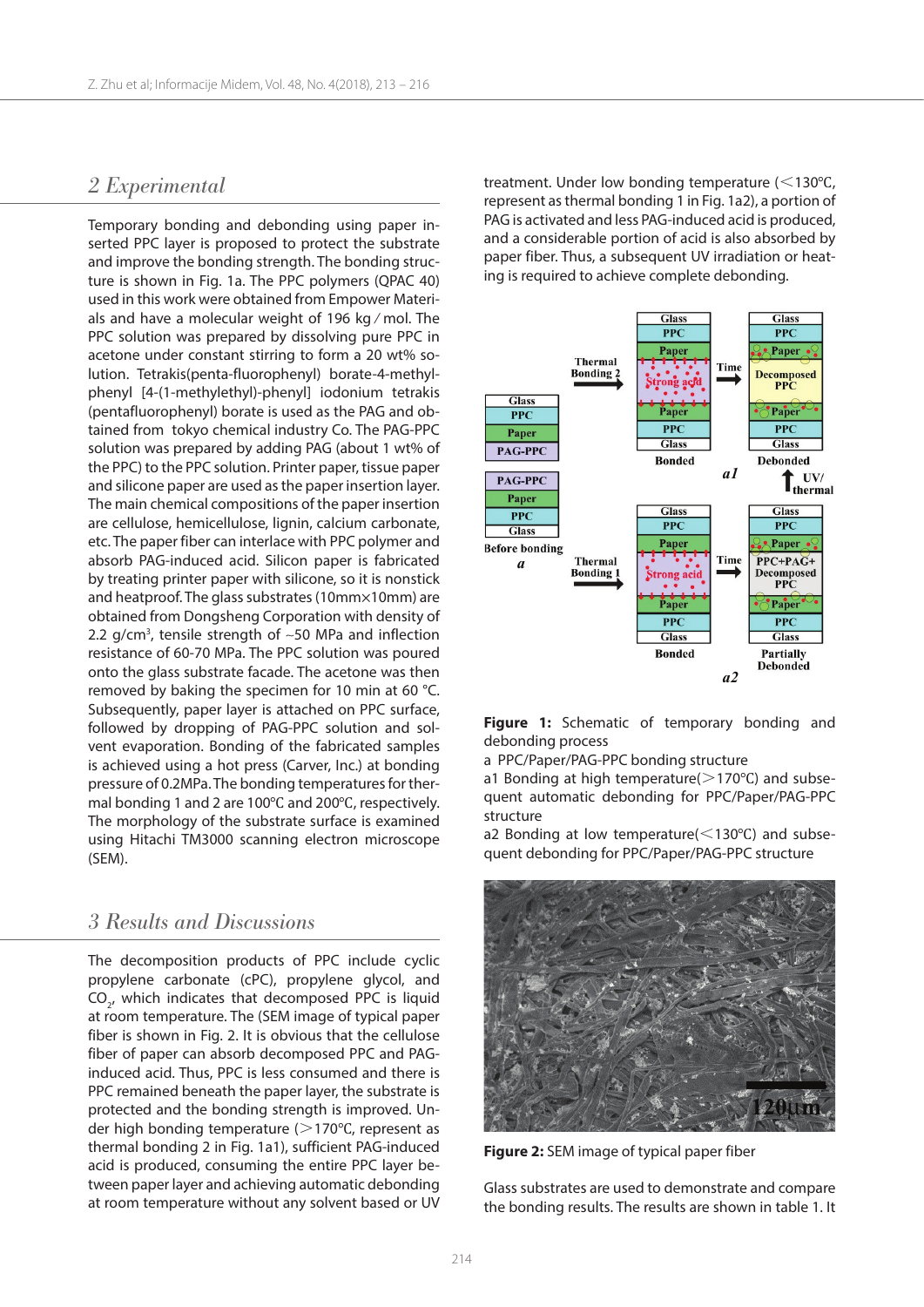## 2 Experimental

Temporary bonding and debonding using paper inserted PPC layer is proposed to protect the substrate and improve the bonding strength. The bonding structure is shown in Fig. 1a. The PPC polymers (QPAC 40) used in this work were obtained from Empower Materials and have a molecular weight of 196 kg / mol. The PPC solution was prepared by dissolving pure PPC in acetone under constant stirring to form a 20 wt% solution. Tetrakis(penta-fluorophenyl) borate-4-methylphenyl [4-(1-methylethyl)-phenyl] iodonium tetrakis (pentafluorophenyl) borate is used as the PAG and obtained from tokyo chemical industry Co. The PAG-PPC solution was prepared by adding PAG (about 1 wt% of the PPC) to the PPC solution. Printer paper, tissue paper and silicone paper are used as the paper insertion layer. The main chemical compositions of the paper insertion are cellulose, hemicellulose, lignin, calcium carbonate, etc. The paper fiber can interlace with PPC polymer and absorb PAG-induced acid. Silicon paper is fabricated by treating printer paper with silicone, so it is nonstick and heatproof. The glass substrates (10mm×10mm) are obtained from Dongsheng Corporation with density of 2.2 g/cm$^3$, tensile strength of ~50 MPa and inflection resistance of 60-70 MPa. The PPC solution was poured onto the glass substrate facade. The acetone was then removed by baking the specimen for 10 min at 60 °C. Subsequently, paper layer is attached on PPC surface, followed by dropping of PAG-PPC solution and solvent evaporation. Bonding of the fabricated samples is achieved using a hot press (Carver, Inc.) at bonding pressure of 0.2MPa. The bonding temperatures for thermal bonding 1 and 2 are 100°C and 200°C, respectively. The morphology of the substrate surface is examined using Hitachi TM3000 scanning electron microscope (SEM).

## 3 Results and Discussions

The decomposition products of PPC include cyclic propylene carbonate (cPC), propylene glycol, and $CO_2$, which indicates that decomposed PPC is liquid at room temperature. The (SEM image of typical paper fiber is shown in Fig. 2. It is obvious that the cellulose fiber of paper can absorb decomposed PPC and PAG-induced acid. Thus, PPC is less consumed and there is PPC remained beneath the paper layer, the substrate is protected and the bonding strength is improved. Under high bonding temperature (>170°C, represent as thermal bonding 2 in Fig. 1a1), sufficient PAG-induced acid is produced, consuming the entire PPC layer between paper layer and achieving automatic debonding at room temperature without any solvent based or UV treatment. Under low bonding temperature (<130°C, represent as thermal bonding 1 in Fig. 1a2), a portion of PAG is activated and less PAG-induced acid is produced, and a considerable portion of acid is also absorbed by paper fiber. Thus, a subsequent UV irradiation or heating is required to achieve complete debonding.

**Figure 1:** Schematic of temporary bonding and debonding process

a PPC/Paper/PAG-PPC bonding structure

a1 Bonding at high temperature(>170°C) and subsequent automatic debonding for PPC/Paper/PAG-PPC structure

a2 Bonding at low temperature(<130°C) and subsequent debonding for PPC/Paper/PAG-PPC structure

**Figure 2:** SEM image of typical paper fiber

Glass substrates are used to demonstrate and compare the bonding results. The results are shown in table 1. It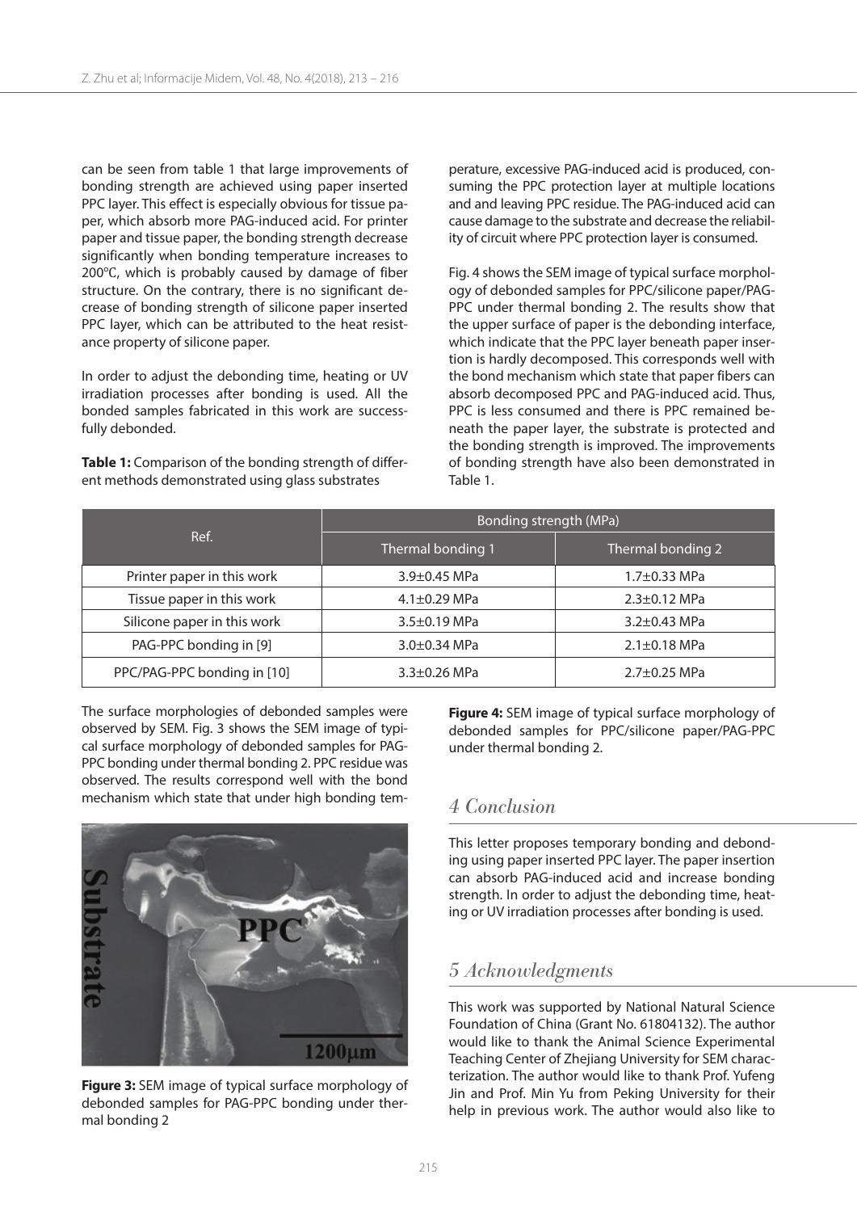can be seen from table 1 that large improvements of bonding strength are achieved using paper inserted PPC layer. This effect is especially obvious for tissue paper, which absorb more PAG-induced acid. For printer paper and tissue paper, the bonding strength decrease significantly when bonding temperature increases to 200°C, which is probably caused by damage of fiber structure. On the contrary, there is no significant decrease of bonding strength of silicone paper inserted PPC layer, which can be attributed to the heat resistance property of silicone paper.

In order to adjust the debonding time, heating or UV irradiation processes after bonding is used. All the bonded samples fabricated in this work are successfully debonded.

**Table 1:** Comparison of the bonding strength of different methods demonstrated using glass substrates

| Ref. | Bonding strength (MPa) | |
|---|---|---|
| | Thermal bonding 1 | Thermal bonding 2 |
| Printer paper in this work | 3.9±0.45 MPa | 1.7±0.33 MPa |
| Tissue paper in this work | 4.1±0.29 MPa | 2.3±0.12 MPa |
| Silicone paper in this work | 3.5±0.19 MPa | 3.2±0.43 MPa |
| PAG-PPC bonding in [9] | 3.0±0.34 MPa | 2.1±0.18 MPa |
| PPC/PAG-PPC bonding in [10] | 3.3±0.26 MPa | 2.7±0.25 MPa |

The surface morphologies of debonded samples were observed by SEM. Fig. 3 shows the SEM image of typical surface morphology of debonded samples for PAG-PPC bonding under thermal bonding 2. PPC residue was observed. The results correspond well with the bond mechanism which state that under high bonding temperature, excessive PAG-induced acid is produced, consuming the PPC protection layer at multiple locations and and leaving PPC residue. The PAG-induced acid can cause damage to the substrate and decrease the reliability of circuit where PPC protection layer is consumed.

**Figure 3:** SEM image of typical surface morphology of debonded samples for PAG-PPC bonding under thermal bonding 2

Fig. 4 shows the SEM image of typical surface morphology of debonded samples for PPC/silicone paper/PAG-PPC under thermal bonding 2. The results show that the upper surface of paper is the debonding interface, which indicate that the PPC layer beneath paper insertion is hardly decomposed. This corresponds well with the bond mechanism which state that paper fibers can absorb decomposed PPC and PAG-induced acid. Thus, PPC is less consumed and there is PPC remained beneath the paper layer, the substrate is protected and the bonding strength is improved. The improvements of bonding strength have also been demonstrated in Table 1.

**Figure 4:** SEM image of typical surface morphology of debonded samples for PPC/silicone paper/PAG-PPC under thermal bonding 2.

## 4 Conclusion

This letter proposes temporary bonding and debonding using paper inserted PPC layer. The paper insertion can absorb PAG-induced acid and increase bonding strength. In order to adjust the debonding time, heating or UV irradiation processes after bonding is used.

## 5 Acknowledgments

This work was supported by National Natural Science Foundation of China (Grant No. 61804132). The author would like to thank the Animal Science Experimental Teaching Center of Zhejiang University for SEM characterization. The author would like to thank Prof. Yufeng Jin and Prof. Min Yu from Peking University for their help in previous work. The author would also like to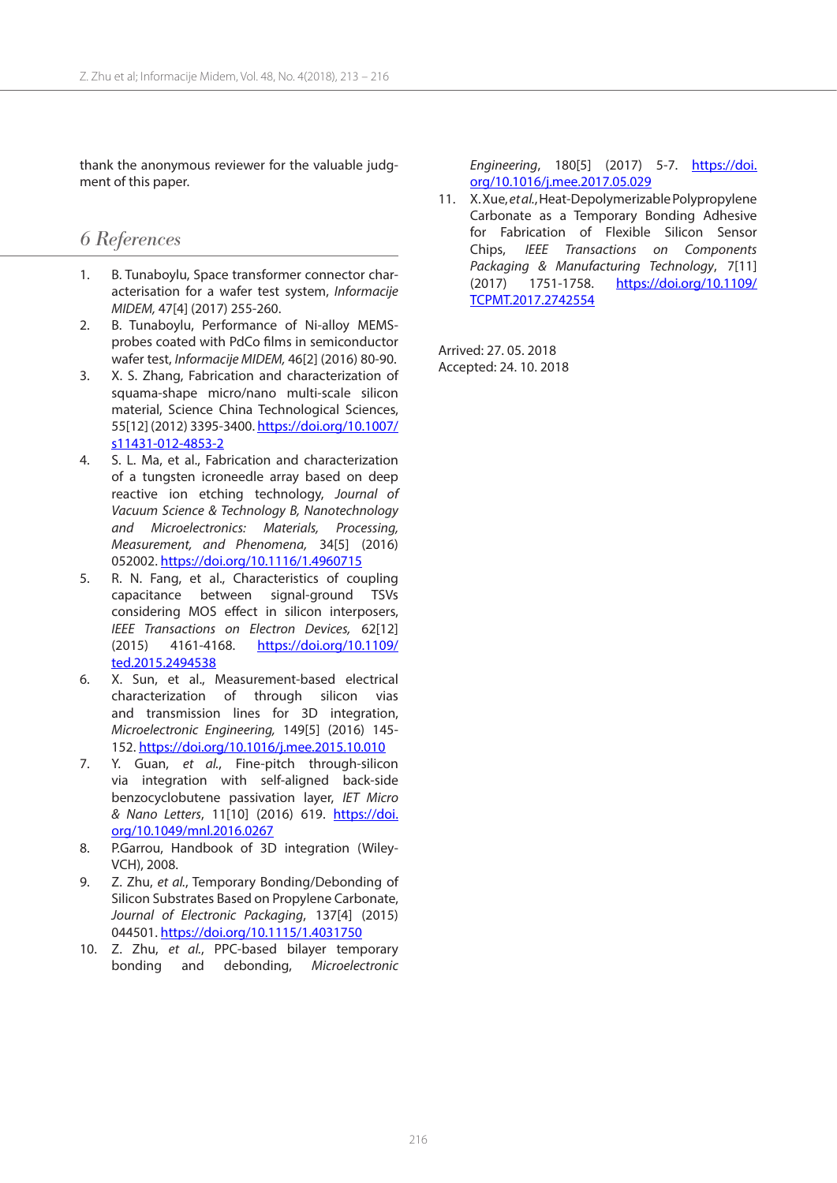thank the anonymous reviewer for the valuable judgment of this paper.

## 6 References

1. B. Tunaboylu, Space transformer connector characterisation for a wafer test system, *Informacije MIDEM,* 47[4] (2017) 255-260.
2. B. Tunaboylu, Performance of Ni-alloy MEMS-probes coated with PdCo films in semiconductor wafer test, *Informacije MIDEM,* 46[2] (2016) 80-90.
3. X. S. Zhang, Fabrication and characterization of squama-shape micro/nano multi-scale silicon material, Science China Technological Sciences, 55[12] (2012) 3395-3400. https://doi.org/10.1007/s11431-012-4853-2
4. S. L. Ma, et al., Fabrication and characterization of a tungsten icroneedle array based on deep reactive ion etching technology, *Journal of Vacuum Science & Technology B, Nanotechnology and Microelectronics: Materials, Processing, Measurement, and Phenomena,* 34[5] (2016) 052002. https://doi.org/10.1116/1.4960715
5. R. N. Fang, et al., Characteristics of coupling capacitance between signal-ground TSVs considering MOS effect in silicon interposers, *IEEE Transactions on Electron Devices,* 62[12] (2015) 4161-4168. https://doi.org/10.1109/ted.2015.2494538
6. X. Sun, et al., Measurement-based electrical characterization of through silicon vias and transmission lines for 3D integration, *Microelectronic Engineering,* 149[5] (2016) 145-152. https://doi.org/10.1016/j.mee.2015.10.010
7. Y. Guan, *et al.*, Fine-pitch through-silicon via integration with self-aligned back-side benzocyclobutene passivation layer, *IET Micro & Nano Letters*, 11[10] (2016) 619. https://doi.org/10.1049/mnl.2016.0267
8. P.Garrou, Handbook of 3D integration (Wiley-VCH), 2008.
9. Z. Zhu, *et al.*, Temporary Bonding/Debonding of Silicon Substrates Based on Propylene Carbonate, *Journal of Electronic Packaging*, 137[4] (2015) 044501. https://doi.org/10.1115/1.4031750
10. Z. Zhu, *et al.*, PPC-based bilayer temporary bonding and debonding, *Microelectronic Engineering*, 180[5] (2017) 5-7. https://doi.org/10.1016/j.mee.2017.05.029
11. X. Xue, *et al.*, Heat-Depolymerizable Polypropylene Carbonate as a Temporary Bonding Adhesive for Fabrication of Flexible Silicon Sensor Chips, *IEEE Transactions on Components Packaging & Manufacturing Technology*, 7[11] (2017) 1751-1758. https://doi.org/10.1109/TCPMT.2017.2742554

Arrived: 27. 05. 2018
Accepted: 24. 10. 2018